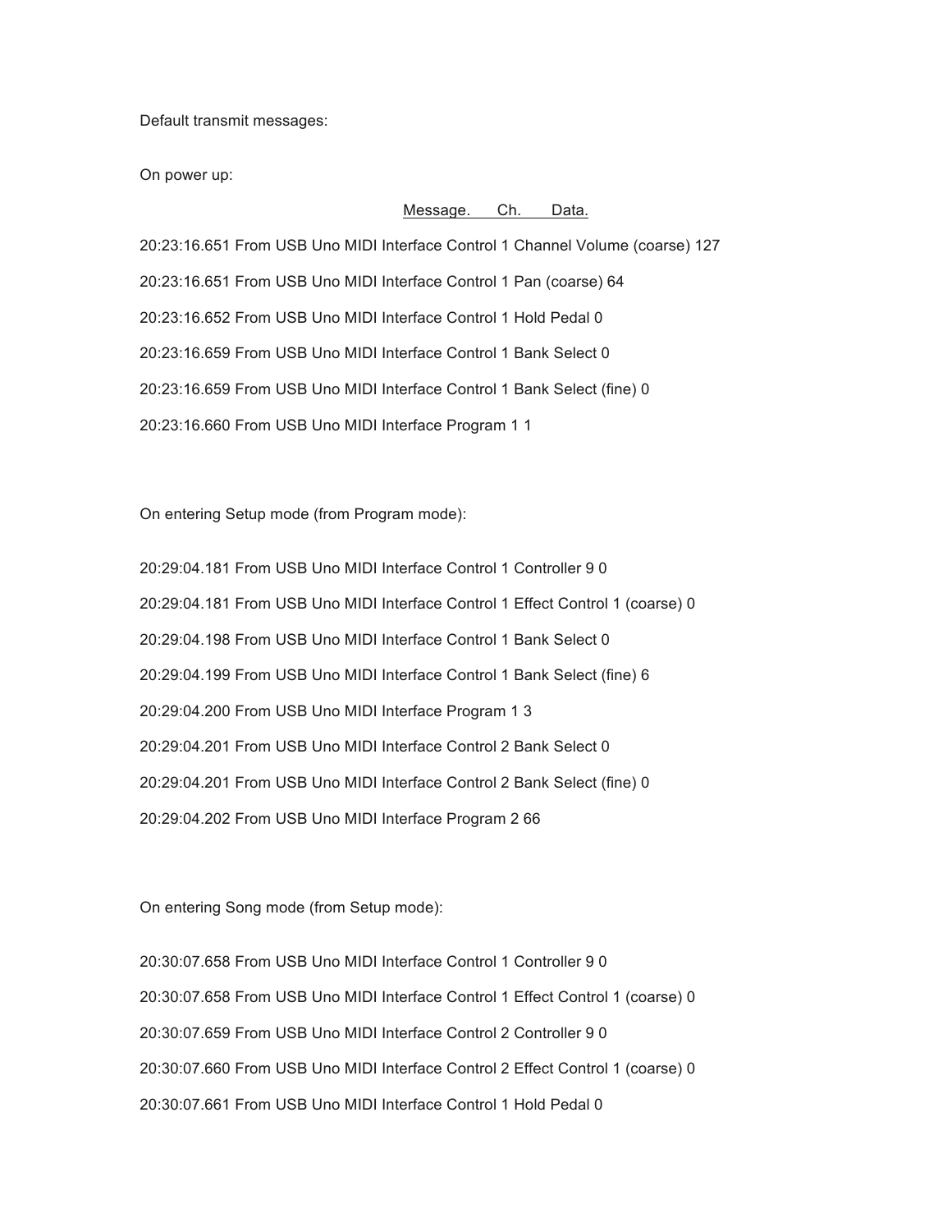Default transmit messages:

On power up:

Message. Ch. Data.

20:23:16.651 From USB Uno MIDI Interface Control 1 Channel Volume (coarse) 127

20:23:16.651 From USB Uno MIDI Interface Control 1 Pan (coarse) 64

20:23:16.652 From USB Uno MIDI Interface Control 1 Hold Pedal 0

20:23:16.659 From USB Uno MIDI Interface Control 1 Bank Select 0

20:23:16.659 From USB Uno MIDI Interface Control 1 Bank Select (fine) 0

20:23:16.660 From USB Uno MIDI Interface Program 1 1

On entering Setup mode (from Program mode):

20:29:04.181 From USB Uno MIDI Interface Control 1 Controller 9 0

20:29:04.181 From USB Uno MIDI Interface Control 1 Effect Control 1 (coarse) 0

20:29:04.198 From USB Uno MIDI Interface Control 1 Bank Select 0

20:29:04.199 From USB Uno MIDI Interface Control 1 Bank Select (fine) 6

20:29:04.200 From USB Uno MIDI Interface Program 1 3

20:29:04.201 From USB Uno MIDI Interface Control 2 Bank Select 0

20:29:04.201 From USB Uno MIDI Interface Control 2 Bank Select (fine) 0

20:29:04.202 From USB Uno MIDI Interface Program 2 66

On entering Song mode (from Setup mode):

20:30:07.658 From USB Uno MIDI Interface Control 1 Controller 9 0

20:30:07.658 From USB Uno MIDI Interface Control 1 Effect Control 1 (coarse) 0

20:30:07.659 From USB Uno MIDI Interface Control 2 Controller 9 0

20:30:07.660 From USB Uno MIDI Interface Control 2 Effect Control 1 (coarse) 0

20:30:07.661 From USB Uno MIDI Interface Control 1 Hold Pedal 0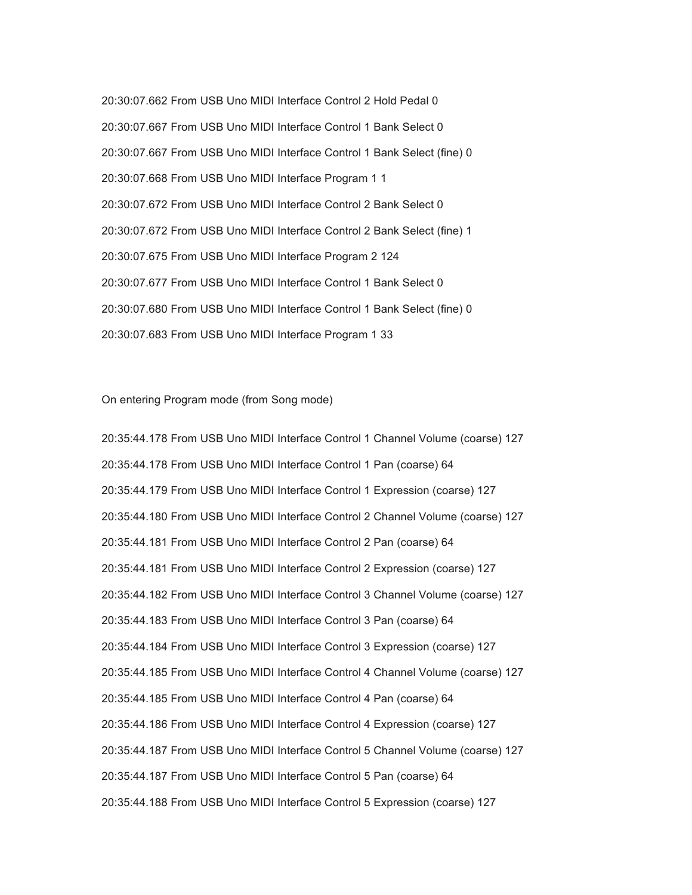20:30:07.662 From USB Uno MIDI Interface Control 2 Hold Pedal 0

20:30:07.667 From USB Uno MIDI Interface Control 1 Bank Select 0

20:30:07.667 From USB Uno MIDI Interface Control 1 Bank Select (fine) 0

20:30:07.668 From USB Uno MIDI Interface Program 1 1

20:30:07.672 From USB Uno MIDI Interface Control 2 Bank Select 0

20:30:07.672 From USB Uno MIDI Interface Control 2 Bank Select (fine) 1

20:30:07.675 From USB Uno MIDI Interface Program 2 124

20:30:07.677 From USB Uno MIDI Interface Control 1 Bank Select 0

20:30:07.680 From USB Uno MIDI Interface Control 1 Bank Select (fine) 0

20:30:07.683 From USB Uno MIDI Interface Program 1 33

On entering Program mode (from Song mode)

20:35:44.178 From USB Uno MIDI Interface Control 1 Channel Volume (coarse) 127

20:35:44.178 From USB Uno MIDI Interface Control 1 Pan (coarse) 64

20:35:44.179 From USB Uno MIDI Interface Control 1 Expression (coarse) 127

20:35:44.180 From USB Uno MIDI Interface Control 2 Channel Volume (coarse) 127

20:35:44.181 From USB Uno MIDI Interface Control 2 Pan (coarse) 64

20:35:44.181 From USB Uno MIDI Interface Control 2 Expression (coarse) 127

20:35:44.182 From USB Uno MIDI Interface Control 3 Channel Volume (coarse) 127

20:35:44.183 From USB Uno MIDI Interface Control 3 Pan (coarse) 64

20:35:44.184 From USB Uno MIDI Interface Control 3 Expression (coarse) 127

20:35:44.185 From USB Uno MIDI Interface Control 4 Channel Volume (coarse) 127

20:35:44.185 From USB Uno MIDI Interface Control 4 Pan (coarse) 64

20:35:44.186 From USB Uno MIDI Interface Control 4 Expression (coarse) 127

20:35:44.187 From USB Uno MIDI Interface Control 5 Channel Volume (coarse) 127

20:35:44.187 From USB Uno MIDI Interface Control 5 Pan (coarse) 64

20:35:44.188 From USB Uno MIDI Interface Control 5 Expression (coarse) 127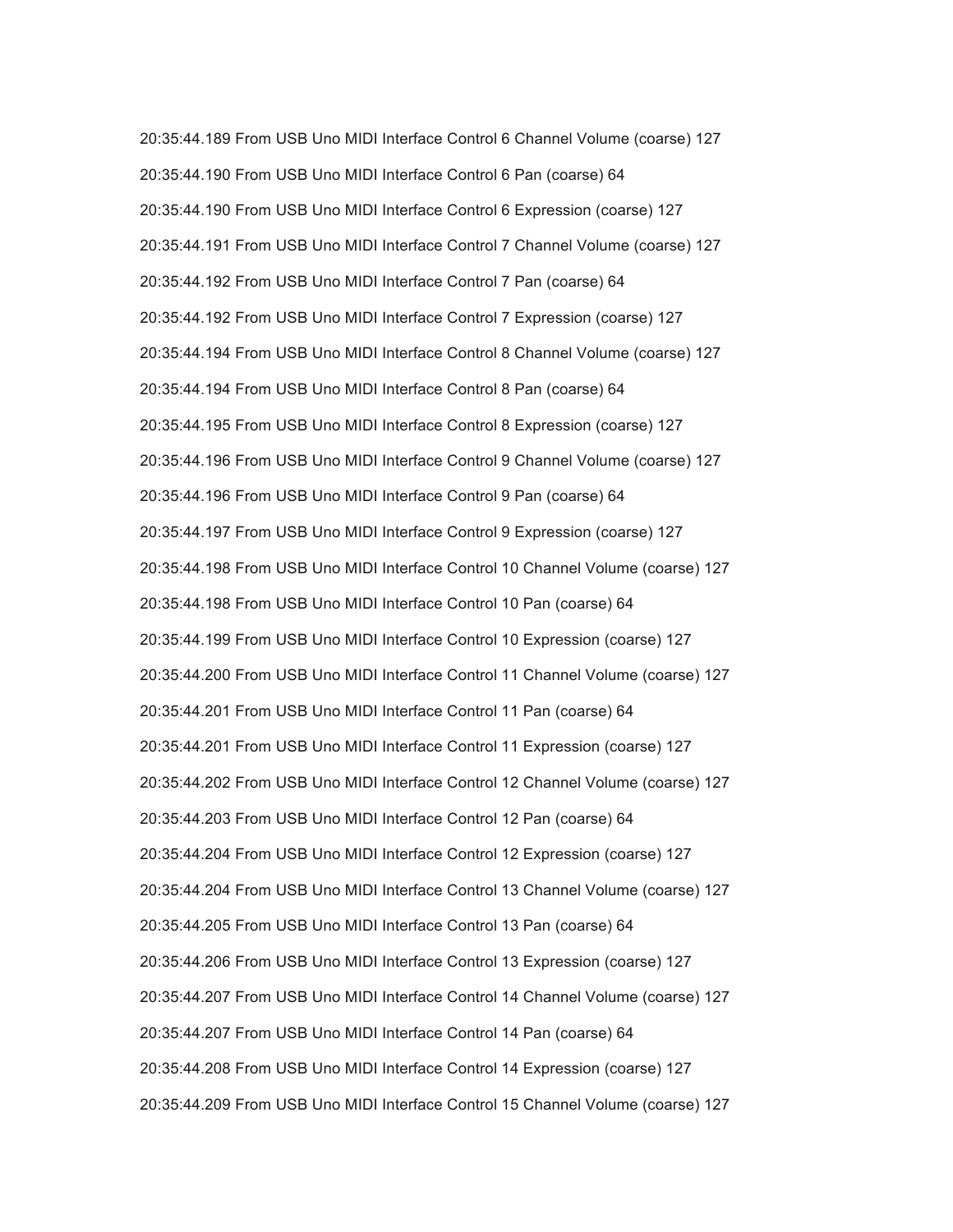20:35:44.189 From USB Uno MIDI Interface Control 6 Channel Volume (coarse) 127

20:35:44.190 From USB Uno MIDI Interface Control 6 Pan (coarse) 64

20:35:44.190 From USB Uno MIDI Interface Control 6 Expression (coarse) 127

20:35:44.191 From USB Uno MIDI Interface Control 7 Channel Volume (coarse) 127

20:35:44.192 From USB Uno MIDI Interface Control 7 Pan (coarse) 64

20:35:44.192 From USB Uno MIDI Interface Control 7 Expression (coarse) 127

20:35:44.194 From USB Uno MIDI Interface Control 8 Channel Volume (coarse) 127

20:35:44.194 From USB Uno MIDI Interface Control 8 Pan (coarse) 64

20:35:44.195 From USB Uno MIDI Interface Control 8 Expression (coarse) 127

20:35:44.196 From USB Uno MIDI Interface Control 9 Channel Volume (coarse) 127

20:35:44.196 From USB Uno MIDI Interface Control 9 Pan (coarse) 64

20:35:44.197 From USB Uno MIDI Interface Control 9 Expression (coarse) 127

20:35:44.198 From USB Uno MIDI Interface Control 10 Channel Volume (coarse) 127

20:35:44.198 From USB Uno MIDI Interface Control 10 Pan (coarse) 64

20:35:44.199 From USB Uno MIDI Interface Control 10 Expression (coarse) 127

20:35:44.200 From USB Uno MIDI Interface Control 11 Channel Volume (coarse) 127

20:35:44.201 From USB Uno MIDI Interface Control 11 Pan (coarse) 64

20:35:44.201 From USB Uno MIDI Interface Control 11 Expression (coarse) 127

20:35:44.202 From USB Uno MIDI Interface Control 12 Channel Volume (coarse) 127

20:35:44.203 From USB Uno MIDI Interface Control 12 Pan (coarse) 64

20:35:44.204 From USB Uno MIDI Interface Control 12 Expression (coarse) 127

20:35:44.204 From USB Uno MIDI Interface Control 13 Channel Volume (coarse) 127

20:35:44.205 From USB Uno MIDI Interface Control 13 Pan (coarse) 64

20:35:44.206 From USB Uno MIDI Interface Control 13 Expression (coarse) 127

20:35:44.207 From USB Uno MIDI Interface Control 14 Channel Volume (coarse) 127

20:35:44.207 From USB Uno MIDI Interface Control 14 Pan (coarse) 64

20:35:44.208 From USB Uno MIDI Interface Control 14 Expression (coarse) 127

20:35:44.209 From USB Uno MIDI Interface Control 15 Channel Volume (coarse) 127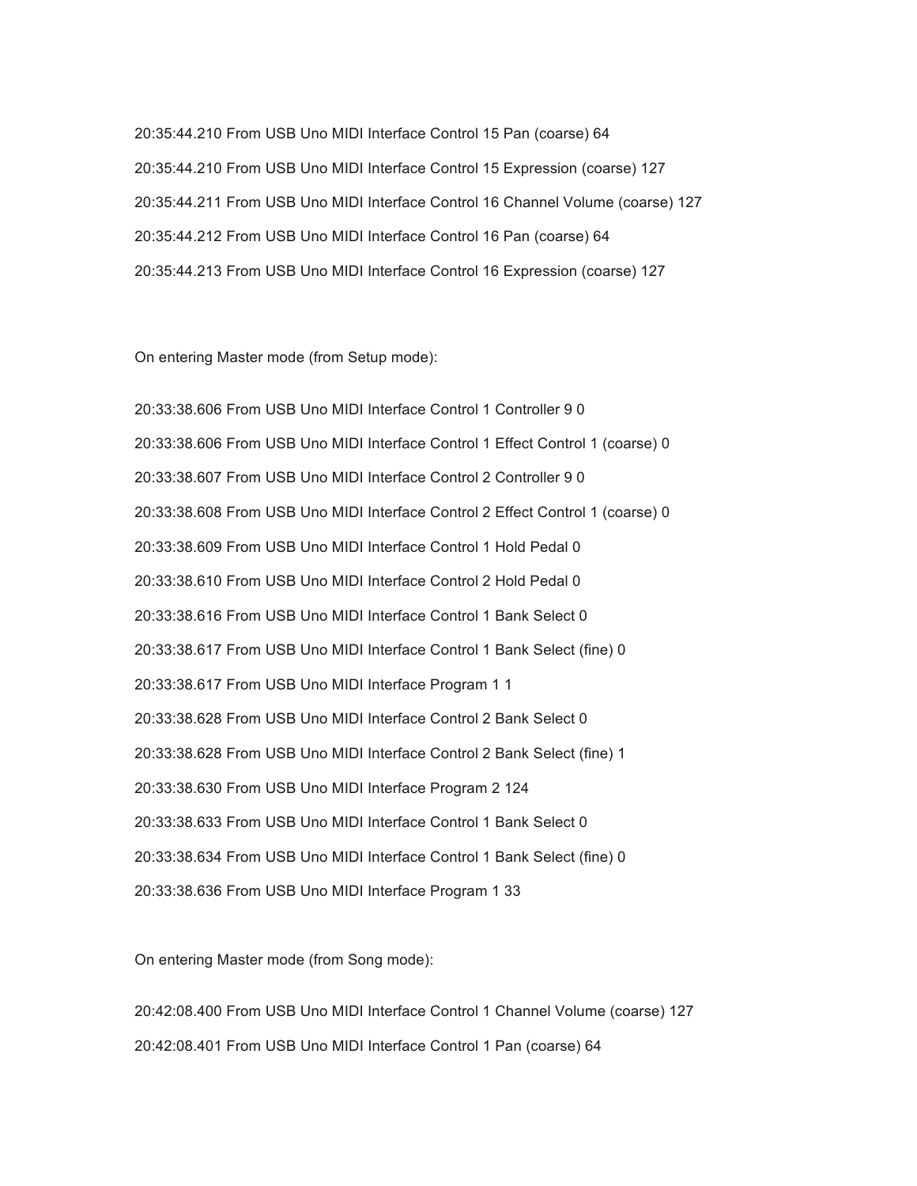20:35:44.210 From USB Uno MIDI Interface Control 15 Pan (coarse) 64

20:35:44.210 From USB Uno MIDI Interface Control 15 Expression (coarse) 127

20:35:44.211 From USB Uno MIDI Interface Control 16 Channel Volume (coarse) 127

20:35:44.212 From USB Uno MIDI Interface Control 16 Pan (coarse) 64

20:35:44.213 From USB Uno MIDI Interface Control 16 Expression (coarse) 127

On entering Master mode (from Setup mode):

20:33:38.606 From USB Uno MIDI Interface Control 1 Controller 9 0

20:33:38.606 From USB Uno MIDI Interface Control 1 Effect Control 1 (coarse) 0

20:33:38.607 From USB Uno MIDI Interface Control 2 Controller 9 0

20:33:38.608 From USB Uno MIDI Interface Control 2 Effect Control 1 (coarse) 0

20:33:38.609 From USB Uno MIDI Interface Control 1 Hold Pedal 0

20:33:38.610 From USB Uno MIDI Interface Control 2 Hold Pedal 0

20:33:38.616 From USB Uno MIDI Interface Control 1 Bank Select 0

20:33:38.617 From USB Uno MIDI Interface Control 1 Bank Select (fine) 0

20:33:38.617 From USB Uno MIDI Interface Program 1 1

20:33:38.628 From USB Uno MIDI Interface Control 2 Bank Select 0

20:33:38.628 From USB Uno MIDI Interface Control 2 Bank Select (fine) 1

20:33:38.630 From USB Uno MIDI Interface Program 2 124

20:33:38.633 From USB Uno MIDI Interface Control 1 Bank Select 0

20:33:38.634 From USB Uno MIDI Interface Control 1 Bank Select (fine) 0

20:33:38.636 From USB Uno MIDI Interface Program 1 33

On entering Master mode (from Song mode):

20:42:08.400 From USB Uno MIDI Interface Control 1 Channel Volume (coarse) 127

20:42:08.401 From USB Uno MIDI Interface Control 1 Pan (coarse) 64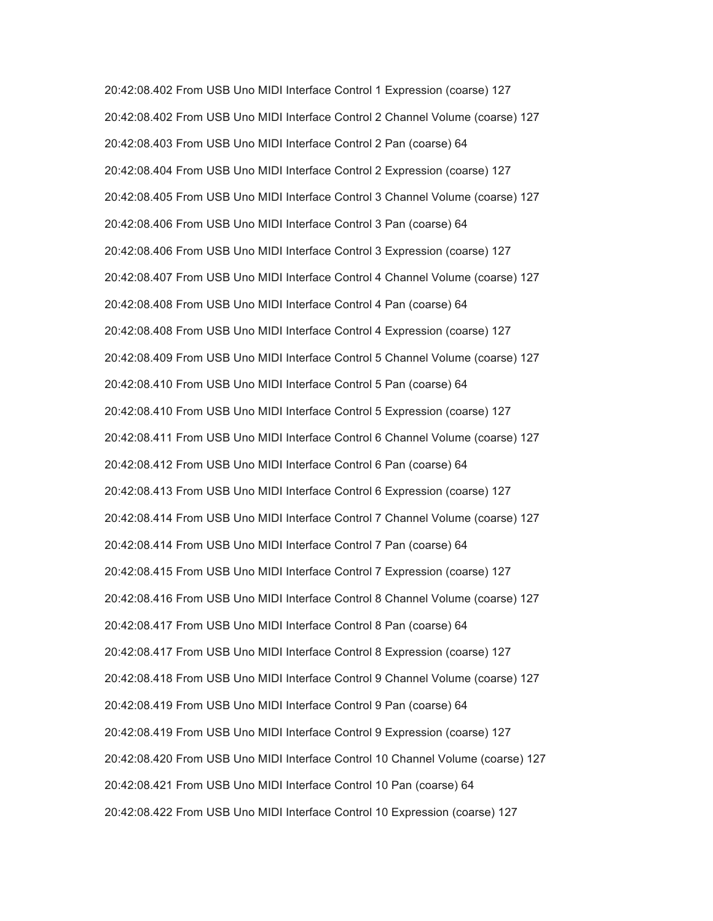20:42:08.402 From USB Uno MIDI Interface Control 1 Expression (coarse) 127

20:42:08.402 From USB Uno MIDI Interface Control 2 Channel Volume (coarse) 127

20:42:08.403 From USB Uno MIDI Interface Control 2 Pan (coarse) 64

20:42:08.404 From USB Uno MIDI Interface Control 2 Expression (coarse) 127

20:42:08.405 From USB Uno MIDI Interface Control 3 Channel Volume (coarse) 127

20:42:08.406 From USB Uno MIDI Interface Control 3 Pan (coarse) 64

20:42:08.406 From USB Uno MIDI Interface Control 3 Expression (coarse) 127

20:42:08.407 From USB Uno MIDI Interface Control 4 Channel Volume (coarse) 127

20:42:08.408 From USB Uno MIDI Interface Control 4 Pan (coarse) 64

20:42:08.408 From USB Uno MIDI Interface Control 4 Expression (coarse) 127

20:42:08.409 From USB Uno MIDI Interface Control 5 Channel Volume (coarse) 127

20:42:08.410 From USB Uno MIDI Interface Control 5 Pan (coarse) 64

20:42:08.410 From USB Uno MIDI Interface Control 5 Expression (coarse) 127

20:42:08.411 From USB Uno MIDI Interface Control 6 Channel Volume (coarse) 127

20:42:08.412 From USB Uno MIDI Interface Control 6 Pan (coarse) 64

20:42:08.413 From USB Uno MIDI Interface Control 6 Expression (coarse) 127

20:42:08.414 From USB Uno MIDI Interface Control 7 Channel Volume (coarse) 127

20:42:08.414 From USB Uno MIDI Interface Control 7 Pan (coarse) 64

20:42:08.415 From USB Uno MIDI Interface Control 7 Expression (coarse) 127

20:42:08.416 From USB Uno MIDI Interface Control 8 Channel Volume (coarse) 127

20:42:08.417 From USB Uno MIDI Interface Control 8 Pan (coarse) 64

20:42:08.417 From USB Uno MIDI Interface Control 8 Expression (coarse) 127

20:42:08.418 From USB Uno MIDI Interface Control 9 Channel Volume (coarse) 127

20:42:08.419 From USB Uno MIDI Interface Control 9 Pan (coarse) 64

20:42:08.419 From USB Uno MIDI Interface Control 9 Expression (coarse) 127

20:42:08.420 From USB Uno MIDI Interface Control 10 Channel Volume (coarse) 127

20:42:08.421 From USB Uno MIDI Interface Control 10 Pan (coarse) 64

20:42:08.422 From USB Uno MIDI Interface Control 10 Expression (coarse) 127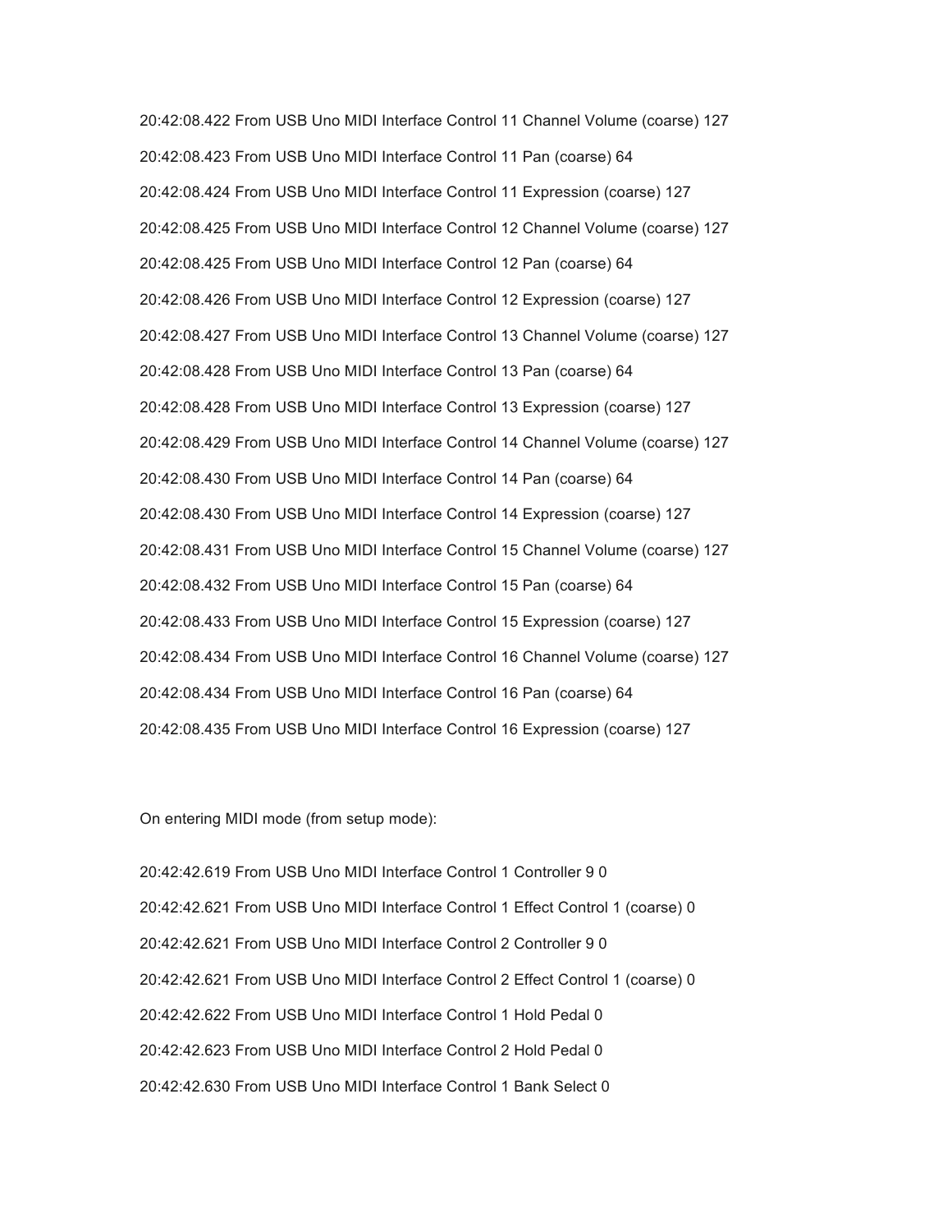20:42:08.422 From USB Uno MIDI Interface Control 11 Channel Volume (coarse) 127

20:42:08.423 From USB Uno MIDI Interface Control 11 Pan (coarse) 64

20:42:08.424 From USB Uno MIDI Interface Control 11 Expression (coarse) 127

20:42:08.425 From USB Uno MIDI Interface Control 12 Channel Volume (coarse) 127

20:42:08.425 From USB Uno MIDI Interface Control 12 Pan (coarse) 64

20:42:08.426 From USB Uno MIDI Interface Control 12 Expression (coarse) 127

20:42:08.427 From USB Uno MIDI Interface Control 13 Channel Volume (coarse) 127

20:42:08.428 From USB Uno MIDI Interface Control 13 Pan (coarse) 64

20:42:08.428 From USB Uno MIDI Interface Control 13 Expression (coarse) 127

20:42:08.429 From USB Uno MIDI Interface Control 14 Channel Volume (coarse) 127

20:42:08.430 From USB Uno MIDI Interface Control 14 Pan (coarse) 64

20:42:08.430 From USB Uno MIDI Interface Control 14 Expression (coarse) 127

20:42:08.431 From USB Uno MIDI Interface Control 15 Channel Volume (coarse) 127

20:42:08.432 From USB Uno MIDI Interface Control 15 Pan (coarse) 64

20:42:08.433 From USB Uno MIDI Interface Control 15 Expression (coarse) 127

20:42:08.434 From USB Uno MIDI Interface Control 16 Channel Volume (coarse) 127

20:42:08.434 From USB Uno MIDI Interface Control 16 Pan (coarse) 64

20:42:08.435 From USB Uno MIDI Interface Control 16 Expression (coarse) 127

On entering MIDI mode (from setup mode):

20:42:42.619 From USB Uno MIDI Interface Control 1 Controller 9 0

20:42:42.621 From USB Uno MIDI Interface Control 1 Effect Control 1 (coarse) 0

20:42:42.621 From USB Uno MIDI Interface Control 2 Controller 9 0

20:42:42.621 From USB Uno MIDI Interface Control 2 Effect Control 1 (coarse) 0

20:42:42.622 From USB Uno MIDI Interface Control 1 Hold Pedal 0

20:42:42.623 From USB Uno MIDI Interface Control 2 Hold Pedal 0

20:42:42.630 From USB Uno MIDI Interface Control 1 Bank Select 0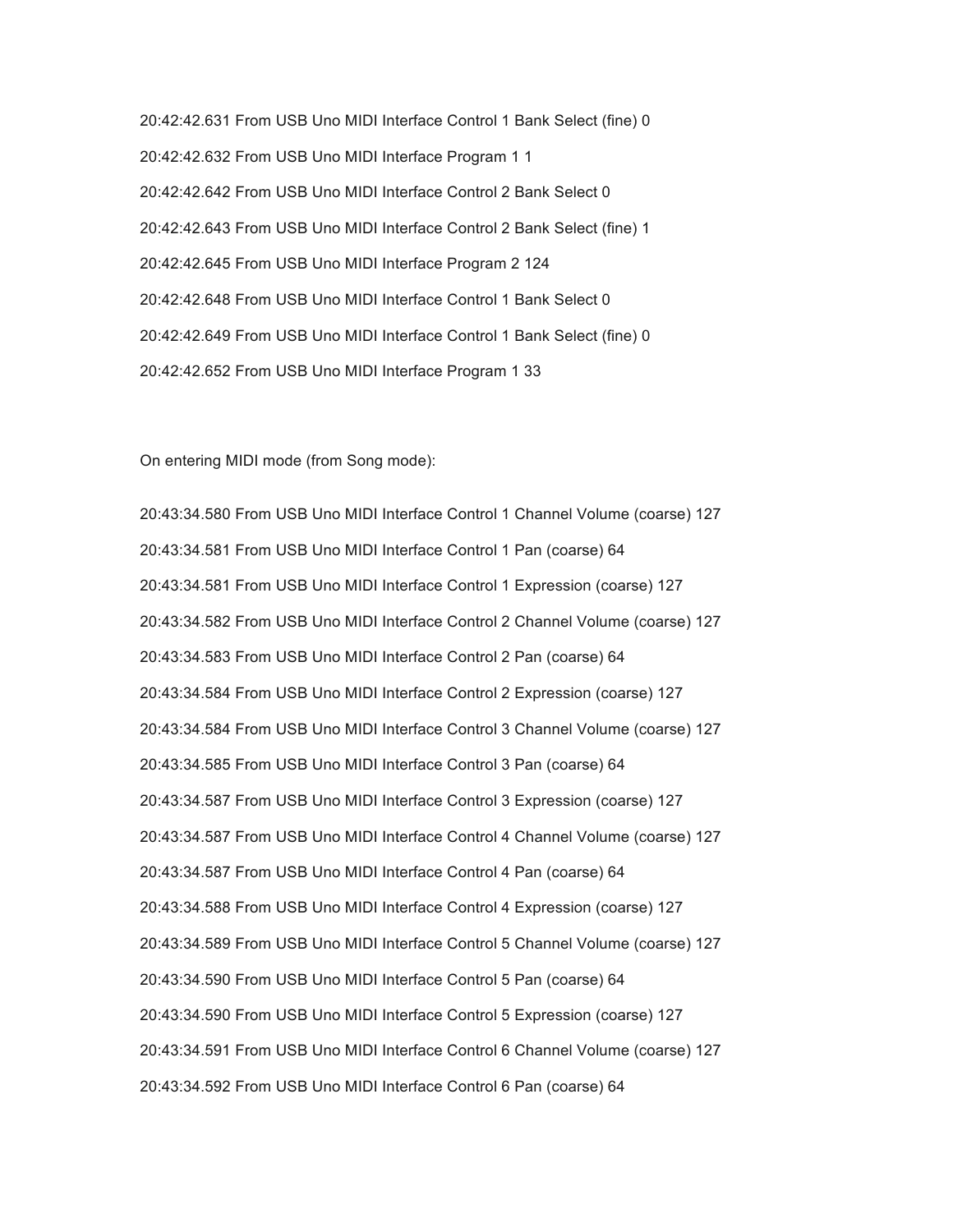20:42:42.631 From USB Uno MIDI Interface Control 1 Bank Select (fine) 0

20:42:42.632 From USB Uno MIDI Interface Program 1 1

20:42:42.642 From USB Uno MIDI Interface Control 2 Bank Select 0

20:42:42.643 From USB Uno MIDI Interface Control 2 Bank Select (fine) 1

20:42:42.645 From USB Uno MIDI Interface Program 2 124

20:42:42.648 From USB Uno MIDI Interface Control 1 Bank Select 0

20:42:42.649 From USB Uno MIDI Interface Control 1 Bank Select (fine) 0

20:42:42.652 From USB Uno MIDI Interface Program 1 33

On entering MIDI mode (from Song mode):

20:43:34.580 From USB Uno MIDI Interface Control 1 Channel Volume (coarse) 127

20:43:34.581 From USB Uno MIDI Interface Control 1 Pan (coarse) 64

20:43:34.581 From USB Uno MIDI Interface Control 1 Expression (coarse) 127

20:43:34.582 From USB Uno MIDI Interface Control 2 Channel Volume (coarse) 127

20:43:34.583 From USB Uno MIDI Interface Control 2 Pan (coarse) 64

20:43:34.584 From USB Uno MIDI Interface Control 2 Expression (coarse) 127

20:43:34.584 From USB Uno MIDI Interface Control 3 Channel Volume (coarse) 127

20:43:34.585 From USB Uno MIDI Interface Control 3 Pan (coarse) 64

20:43:34.587 From USB Uno MIDI Interface Control 3 Expression (coarse) 127

20:43:34.587 From USB Uno MIDI Interface Control 4 Channel Volume (coarse) 127

20:43:34.587 From USB Uno MIDI Interface Control 4 Pan (coarse) 64

20:43:34.588 From USB Uno MIDI Interface Control 4 Expression (coarse) 127

20:43:34.589 From USB Uno MIDI Interface Control 5 Channel Volume (coarse) 127

20:43:34.590 From USB Uno MIDI Interface Control 5 Pan (coarse) 64

20:43:34.590 From USB Uno MIDI Interface Control 5 Expression (coarse) 127

20:43:34.591 From USB Uno MIDI Interface Control 6 Channel Volume (coarse) 127

20:43:34.592 From USB Uno MIDI Interface Control 6 Pan (coarse) 64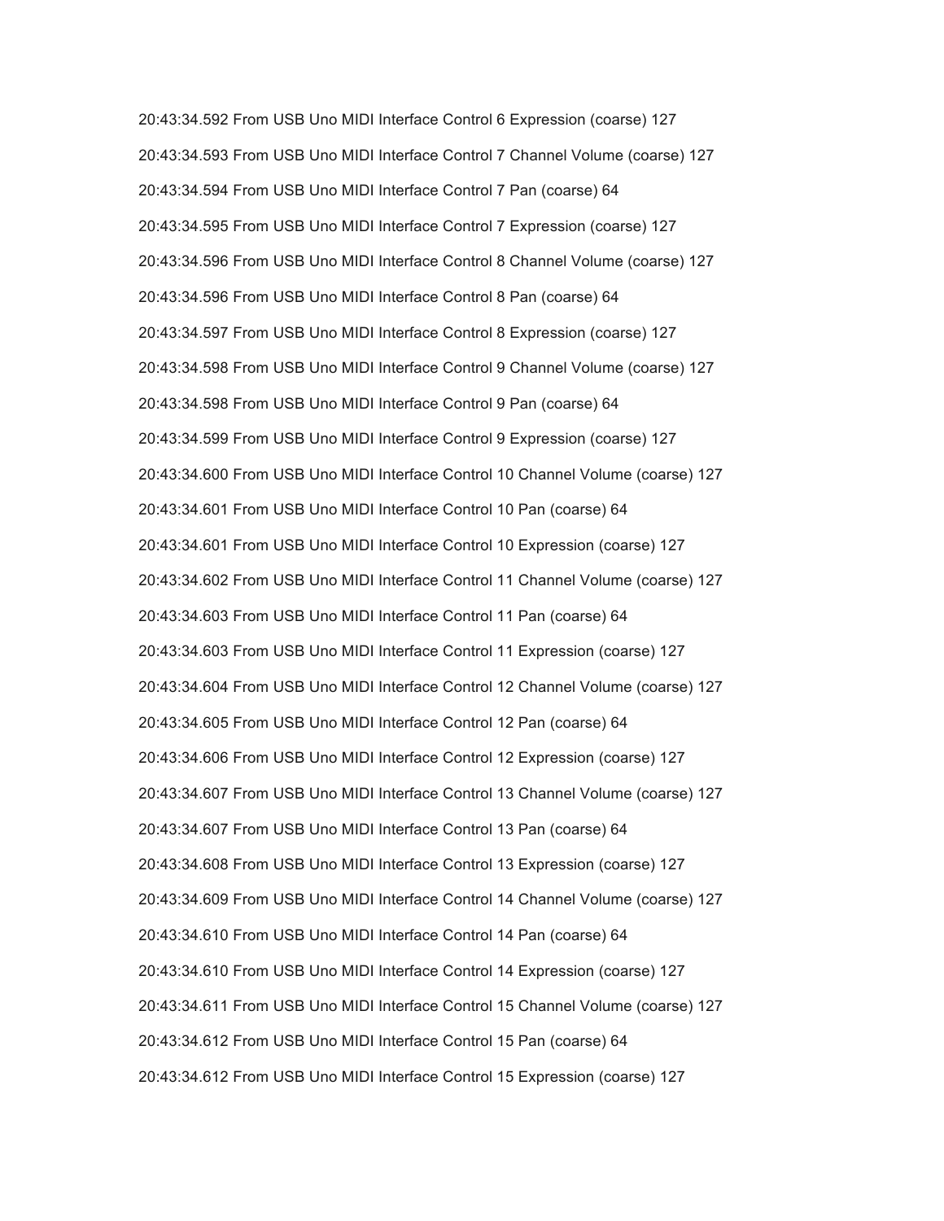20:43:34.592 From USB Uno MIDI Interface Control 6 Expression (coarse) 127

20:43:34.593 From USB Uno MIDI Interface Control 7 Channel Volume (coarse) 127

20:43:34.594 From USB Uno MIDI Interface Control 7 Pan (coarse) 64

20:43:34.595 From USB Uno MIDI Interface Control 7 Expression (coarse) 127

20:43:34.596 From USB Uno MIDI Interface Control 8 Channel Volume (coarse) 127

20:43:34.596 From USB Uno MIDI Interface Control 8 Pan (coarse) 64

20:43:34.597 From USB Uno MIDI Interface Control 8 Expression (coarse) 127

20:43:34.598 From USB Uno MIDI Interface Control 9 Channel Volume (coarse) 127

20:43:34.598 From USB Uno MIDI Interface Control 9 Pan (coarse) 64

20:43:34.599 From USB Uno MIDI Interface Control 9 Expression (coarse) 127

20:43:34.600 From USB Uno MIDI Interface Control 10 Channel Volume (coarse) 127

20:43:34.601 From USB Uno MIDI Interface Control 10 Pan (coarse) 64

20:43:34.601 From USB Uno MIDI Interface Control 10 Expression (coarse) 127

20:43:34.602 From USB Uno MIDI Interface Control 11 Channel Volume (coarse) 127

20:43:34.603 From USB Uno MIDI Interface Control 11 Pan (coarse) 64

20:43:34.603 From USB Uno MIDI Interface Control 11 Expression (coarse) 127

20:43:34.604 From USB Uno MIDI Interface Control 12 Channel Volume (coarse) 127

20:43:34.605 From USB Uno MIDI Interface Control 12 Pan (coarse) 64

20:43:34.606 From USB Uno MIDI Interface Control 12 Expression (coarse) 127

20:43:34.607 From USB Uno MIDI Interface Control 13 Channel Volume (coarse) 127

20:43:34.607 From USB Uno MIDI Interface Control 13 Pan (coarse) 64

20:43:34.608 From USB Uno MIDI Interface Control 13 Expression (coarse) 127

20:43:34.609 From USB Uno MIDI Interface Control 14 Channel Volume (coarse) 127

20:43:34.610 From USB Uno MIDI Interface Control 14 Pan (coarse) 64

20:43:34.610 From USB Uno MIDI Interface Control 14 Expression (coarse) 127

20:43:34.611 From USB Uno MIDI Interface Control 15 Channel Volume (coarse) 127

20:43:34.612 From USB Uno MIDI Interface Control 15 Pan (coarse) 64

20:43:34.612 From USB Uno MIDI Interface Control 15 Expression (coarse) 127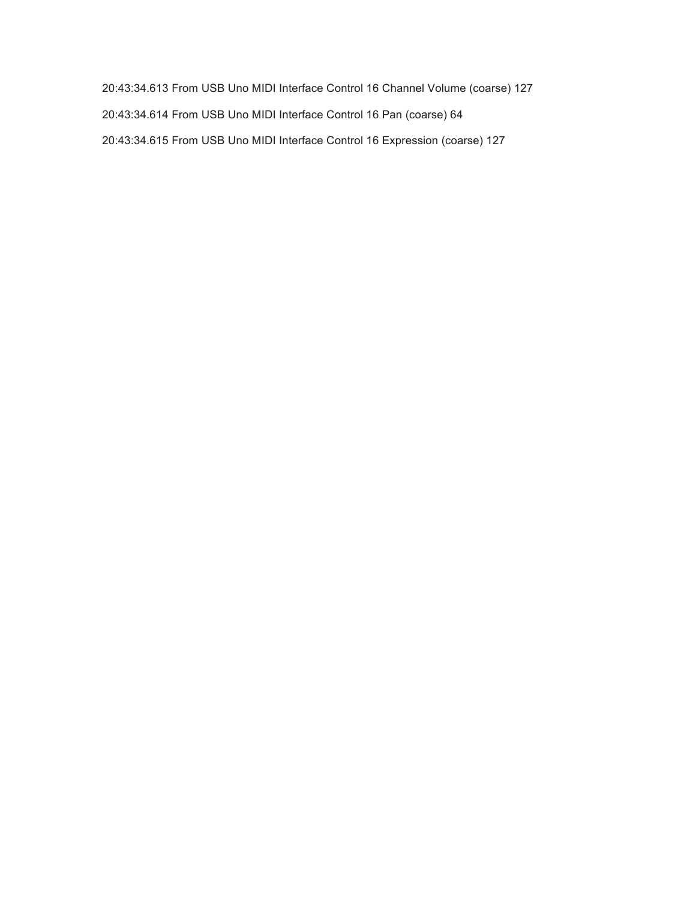20:43:34.613 From USB Uno MIDI Interface Control 16 Channel Volume (coarse) 127

20:43:34.614 From USB Uno MIDI Interface Control 16 Pan (coarse) 64

20:43:34.615 From USB Uno MIDI Interface Control 16 Expression (coarse) 127